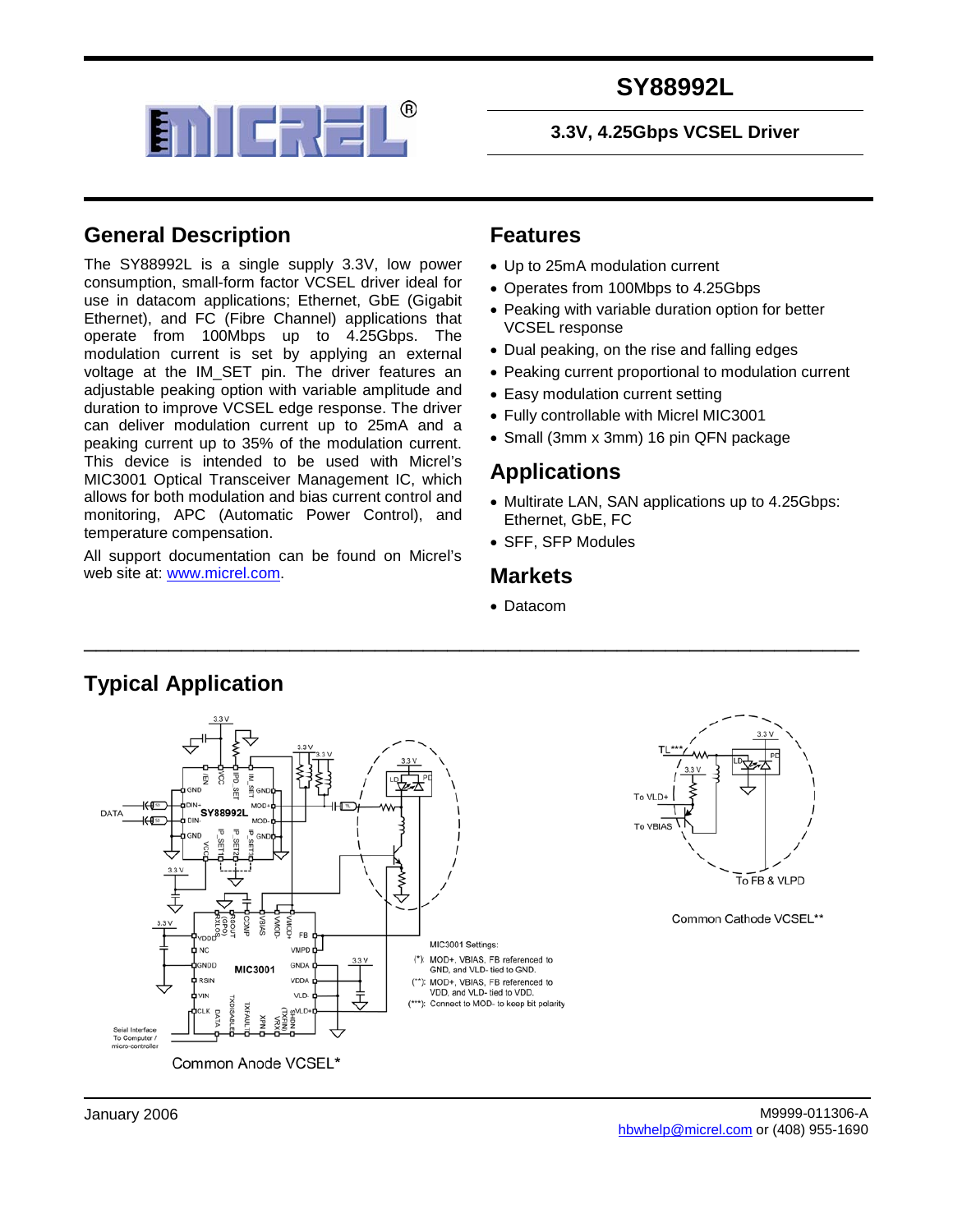# SY88992L

**3.3V, 4.25Gbps VCSEL Driver**

## General Description

The SY88992L is a single supply 3.3V, low power consumption, small-form factor VCSEL driver ideal for use in datacom applications; Ethernet, GbE (Gigabit Ethernet), and FC (Fibre Channel) applications that operate from 100Mbps up to 4.25Gbps. The modulation current is set by applying an external voltage at the IM_SET pin. The driver features an adjustable peaking option with variable amplitude and duration to improve VCSEL edge response. The driver can deliver modulation current up to 25mA and a peaking current up to 35% of the modulation current. This device is intended to be used with Micrel's MIC3001 Optical Transceiver Management IC, which allows for both modulation and bias current control and monitoring, APC (Automatic Power Control), and temperature compensation.

All support documentation can be found on Micrel's web site at: www.micrel.com.

## Features

- Up to 25mA modulation current
- Operates from 100Mbps to 4.25Gbps
- Peaking with variable duration option for better VCSEL response
- Dual peaking, on the rise and falling edges
- Peaking current proportional to modulation current
- Easy modulation current setting
- Fully controllable with Micrel MIC3001
- Small (3mm x 3mm) 16 pin QFN package

## Applications

- Multirate LAN, SAN applications up to 4.25Gbps: Ethernet, GbE, FC
- SFF, SFP Modules

## Markets

- Datacom

## Typical Application

MIC3001 Settings:
(*): MOD+, VBIAS, FB referenced to GND, and VLD- tied to GND.
(**): MOD+, VBIAS, FB referenced to VDD, and VLD- tied to VDD.
(***): Connect to MOD- to keep bit polarity

Common Anode VCSEL*

Common Cathode VCSEL**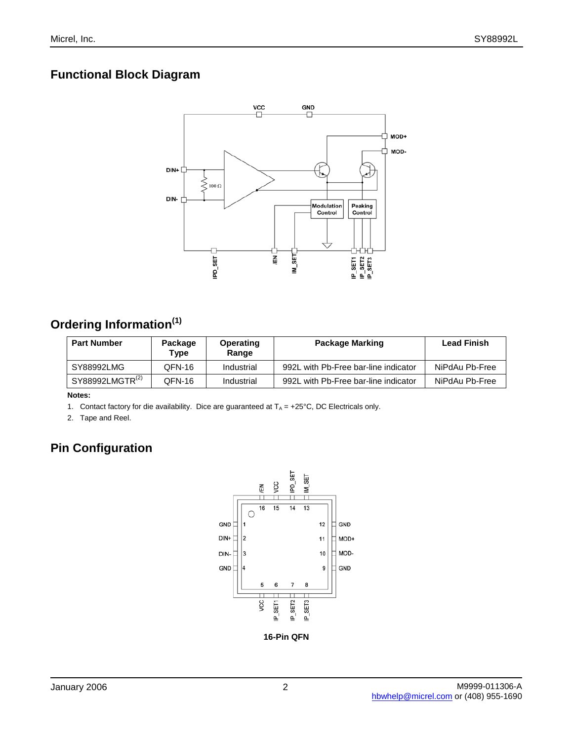## Functional Block Diagram

## Ordering Information[1]

| Part Number | Package Type | Operating Range | Package Marking | Lead Finish |
|---|---|---|---|---|
| SY88992LMG | QFN-16 | Industrial | 992L with Pb-Free bar-line indicator | NiPdAu Pb-Free |
| SY88992LMGTR[2] | QFN-16 | Industrial | 992L with Pb-Free bar-line indicator | NiPdAu Pb-Free |

**Notes:**

1. Contact factory for die availability. Dice are guaranteed at $T_A$ = +25°C, DC Electricals only.
2. Tape and Reel.

## Pin Configuration

**16-Pin QFN**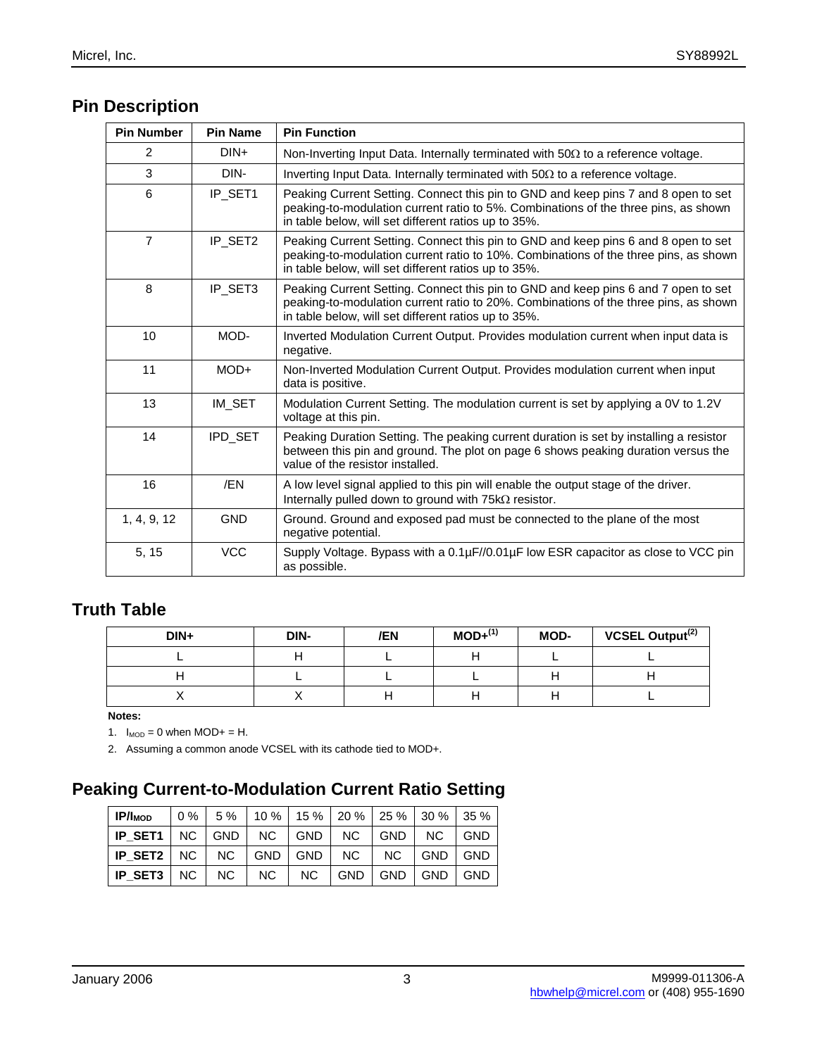## Pin Description

| Pin Number | Pin Name | Pin Function |
|---|---|---|
| 2 | DIN+ | Non-Inverting Input Data. Internally terminated with 50Ω to a reference voltage. |
| 3 | DIN- | Inverting Input Data. Internally terminated with 50Ω to a reference voltage. |
| 6 | IP_SET1 | Peaking Current Setting. Connect this pin to GND and keep pins 7 and 8 open to set peaking-to-modulation current ratio to 5%. Combinations of the three pins, as shown in table below, will set different ratios up to 35%. |
| 7 | IP_SET2 | Peaking Current Setting. Connect this pin to GND and keep pins 6 and 8 open to set peaking-to-modulation current ratio to 10%. Combinations of the three pins, as shown in table below, will set different ratios up to 35%. |
| 8 | IP_SET3 | Peaking Current Setting. Connect this pin to GND and keep pins 6 and 7 open to set peaking-to-modulation current ratio to 20%. Combinations of the three pins, as shown in table below, will set different ratios up to 35%. |
| 10 | MOD- | Inverted Modulation Current Output. Provides modulation current when input data is negative. |
| 11 | MOD+ | Non-Inverted Modulation Current Output. Provides modulation current when input data is positive. |
| 13 | IM_SET | Modulation Current Setting. The modulation current is set by applying a 0V to 1.2V voltage at this pin. |
| 14 | IPD_SET | Peaking Duration Setting. The peaking current duration is set by installing a resistor between this pin and ground. The plot on page 6 shows peaking duration versus the value of the resistor installed. |
| 16 | /EN | A low level signal applied to this pin will enable the output stage of the driver. Internally pulled down to ground with 75kΩ resistor. |
| 1, 4, 9, 12 | GND | Ground. Ground and exposed pad must be connected to the plane of the most negative potential. |
| 5, 15 | VCC | Supply Voltage. Bypass with a 0.1µF//0.01µF low ESR capacitor as close to VCC pin as possible. |

## Truth Table

| DIN+ | DIN- | /EN | MOD+[1] | MOD- | VCSEL Output[2] |
|---|---|---|---|---|---|
| L | H | L | H | L | L |
| H | L | L | L | H | H |
| X | X | H | H | H | L |

**Notes:**

1. $I_{MOD}$ = 0 when MOD+ = H.
2. Assuming a common anode VCSEL with its cathode tied to MOD+.

## Peaking Current-to-Modulation Current Ratio Setting

| $IP/I_{MOD}$ | 0 % | 5 % | 10 % | 15 % | 20 % | 25 % | 30 % | 35 % |
|---|---|---|---|---|---|---|---|---|
| **IP_SET1** | NC | GND | NC | GND | NC | GND | NC | GND |
| **IP_SET2** | NC | NC | GND | GND | NC | NC | GND | GND |
| **IP_SET3** | NC | NC | NC | NC | GND | GND | GND | GND |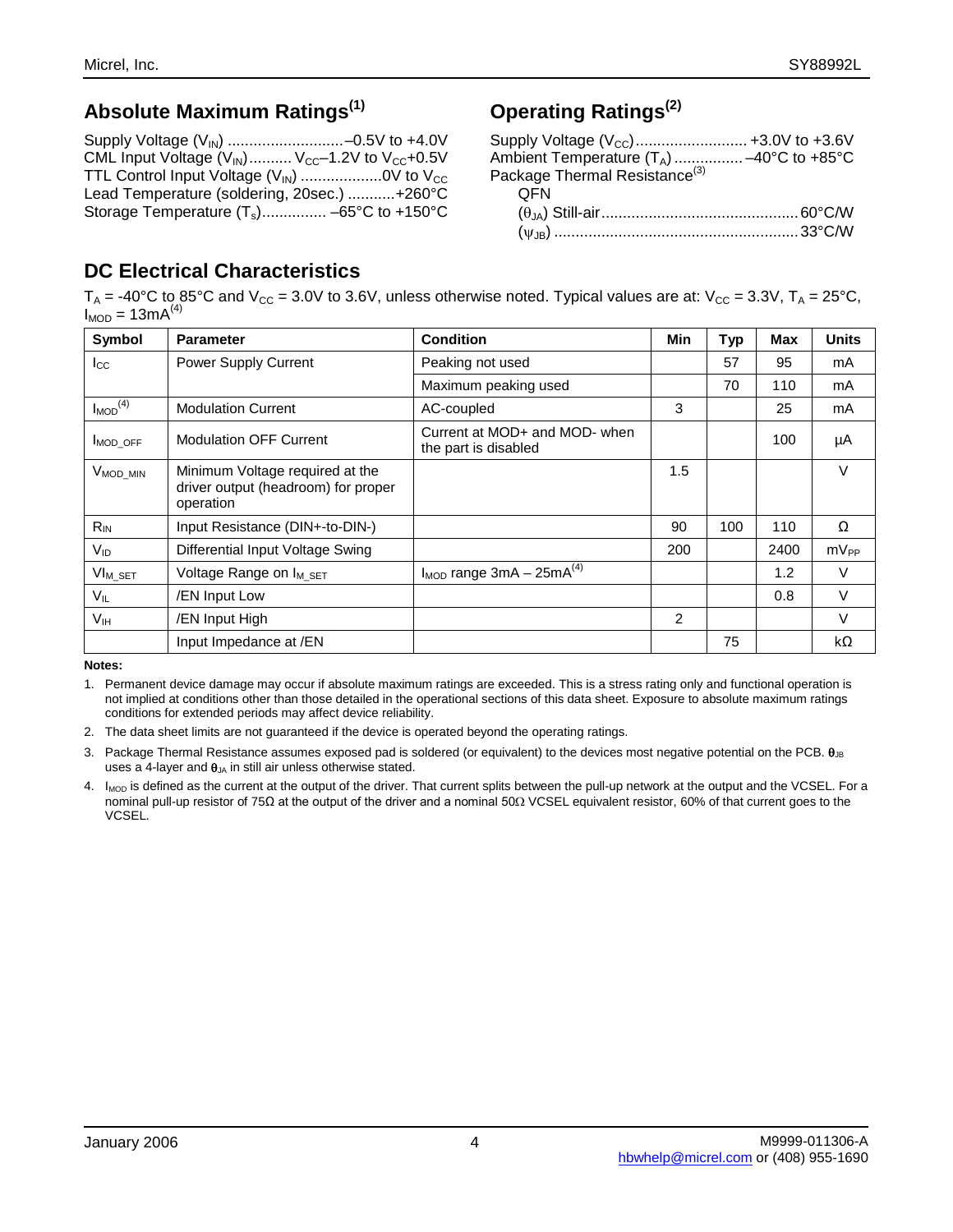## Absolute Maximum Ratings[1]

Supply Voltage ($V_{IN}$) ...........................–0.5V to +4.0V
CML Input Voltage ($V_{IN}$).......... $V_{CC}$–1.2V to $V_{CC}$+0.5V
TTL Control Input Voltage ($V_{IN}$) ...................0V to $V_{CC}$
Lead Temperature (soldering, 20sec.) ...........+260°C
Storage Temperature ($T_s$)............... –65°C to +150°C

## Operating Ratings[2]

Supply Voltage ($V_{CC}$).......................... +3.0V to +3.6V
Ambient Temperature ($T_A$) ................ –40°C to +85°C
Package Thermal Resistance[3]
QFN
($\theta_{JA}$) Still-air.............................................60°C/W
($\psi_{JB}$) .........................................................33°C/W

## DC Electrical Characteristics

$T_A$ = -40°C to 85°C and $V_{CC}$ = 3.0V to 3.6V, unless otherwise noted. Typical values are at: $V_{CC}$ = 3.3V, $T_A$ = 25°C, $I_{MOD}$ = 13mA[4]

| Symbol | Parameter | Condition | Min | Typ | Max | Units |
|---|---|---|---|---|---|---|
| $I_{CC}$ | Power Supply Current | Peaking not used | | 57 | 95 | mA |
| | | Maximum peaking used | | 70 | 110 | mA |
| $I_{MOD}$[4] | Modulation Current | AC-coupled | 3 | | 25 | mA |
| $I_{MOD\_OFF}$ | Modulation OFF Current | Current at MOD+ and MOD- when the part is disabled | | | 100 | μA |
| $V_{MOD\_MIN}$ | Minimum Voltage required at the driver output (headroom) for proper operation | | 1.5 | | | V |
| $R_{IN}$ | Input Resistance (DIN+-to-DIN-) | | 90 | 100 | 110 | Ω |
| $V_{ID}$ | Differential Input Voltage Swing | | 200 | | 2400 | $mV_{PP}$ |
| $VI_{M\_SET}$ | Voltage Range on $I_{M\_SET}$ | $I_{MOD}$ range 3mA – 25mA[4] | | | 1.2 | V |
| $V_{IL}$ | /EN Input Low | | | | 0.8 | V |
| $V_{IH}$ | /EN Input High | | 2 | | | V |
| | Input Impedance at /EN | | | 75 | | kΩ |

**Notes:**

1. Permanent device damage may occur if absolute maximum ratings are exceeded. This is a stress rating only and functional operation is not implied at conditions other than those detailed in the operational sections of this data sheet. Exposure to absolute maximum ratings conditions for extended periods may affect device reliability.
2. The data sheet limits are not guaranteed if the device is operated beyond the operating ratings.
3. Package Thermal Resistance assumes exposed pad is soldered (or equivalent) to the devices most negative potential on the PCB. $\theta_{JB}$ uses a 4-layer and $\theta_{JA}$ in still air unless otherwise stated.
4. $I_{MOD}$ is defined as the current at the output of the driver. That current splits between the pull-up network at the output and the VCSEL. For a nominal pull-up resistor of 75Ω at the output of the driver and a nominal 50Ω VCSEL equivalent resistor, 60% of that current goes to the VCSEL.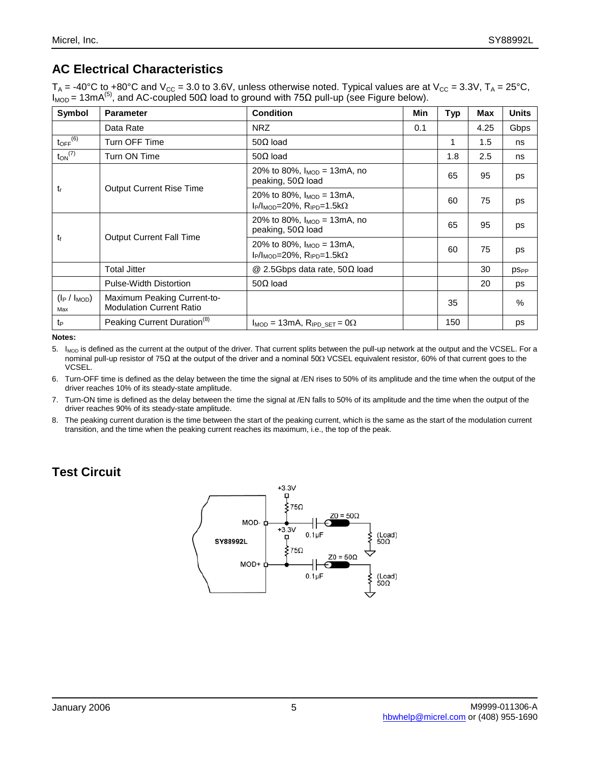## AC Electrical Characteristics

$T_A$ = -40°C to +80°C and $V_{CC}$ = 3.0 to 3.6V, unless otherwise noted. Typical values are at $V_{CC}$ = 3.3V, $T_A$ = 25°C, $I_{MOD}$ = 13mA[5], and AC-coupled 50Ω load to ground with 75Ω pull-up (see Figure below).

| Symbol | Parameter | Condition | Min | Typ | Max | Units |
|---|---|---|---|---|---|---|
| | Data Rate | NRZ | 0.1 | | 4.25 | Gbps |
| $t_{OFF}$[6] | Turn OFF Time | 50Ω load | | 1 | 1.5 | ns |
| $t_{ON}$[7] | Turn ON Time | 50Ω load | | 1.8 | 2.5 | ns |
| $t_r$ | Output Current Rise Time | 20% to 80%, $I_{MOD}$ = 13mA, no peaking, 50Ω load | | 65 | 95 | ps |
| | | 20% to 80%, $I_{MOD}$ = 13mA, $I_P/I_{MOD}$=20%, $R_{IPD}$=1.5kΩ | | 60 | 75 | ps |
| $t_f$ | Output Current Fall Time | 20% to 80%, $I_{MOD}$ = 13mA, no peaking, 50Ω load | | 65 | 95 | ps |
| | | 20% to 80%, $I_{MOD}$ = 13mA, $I_P/I_{MOD}$=20%, $R_{IPD}$=1.5kΩ | | 60 | 75 | ps |
| | Total Jitter | @ 2.5Gbps data rate, 50Ω load | | | 30 | $ps_{PP}$ |
| | Pulse-Width Distortion | 50Ω load | | | 20 | ps |
| $(I_P / I_{MOD})_{Max}$ | Maximum Peaking Current-to-Modulation Current Ratio | | | 35 | | % |
| $t_P$ | Peaking Current Duration[8] | $I_{MOD}$ = 13mA, $R_{IPD\_SET}$ = 0Ω | | 150 | | ps |

**Notes:**

5. $I_{MOD}$ is defined as the current at the output of the driver. That current splits between the pull-up network at the output and the VCSEL. For a nominal pull-up resistor of 75Ω at the output of the driver and a nominal 50Ω VCSEL equivalent resistor, 60% of that current goes to the VCSEL.
6. Turn-OFF time is defined as the delay between the time the signal at /EN rises to 50% of its amplitude and the time when the output of the driver reaches 10% of its steady-state amplitude.
7. Turn-ON time is defined as the delay between the time the signal at /EN falls to 50% of its amplitude and the time when the output of the driver reaches 90% of its steady-state amplitude.
8. The peaking current duration is the time between the start of the peaking current, which is the same as the start of the modulation current transition, and the time when the peaking current reaches its maximum, i.e., the top of the peak.

## Test Circuit

SY88992L — MOD- / MOD+ outputs, each with 75Ω pull-up to +3.3V, 0.1µF coupling capacitor, Z0 = 50Ω line, (Load) 50Ω to ground.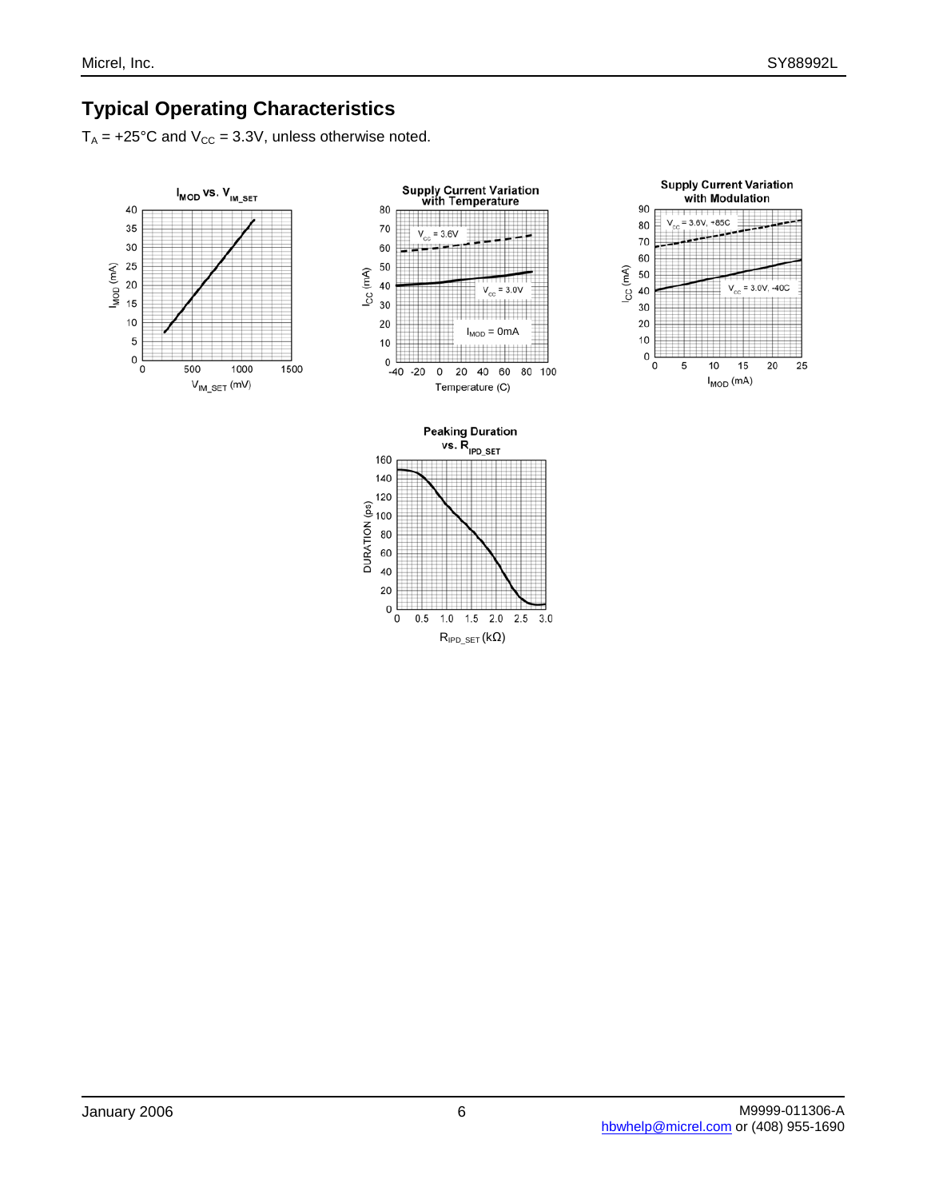## Typical Operating Characteristics

$T_A$ = +25°C and $V_{CC}$ = 3.3V, unless otherwise noted.

$I_{MOD}$ vs. $V_{IM\_SET}$

Supply Current Variation with Temperature

Supply Current Variation with Modulation

Peaking Duration vs. $R_{IPD\_SET}$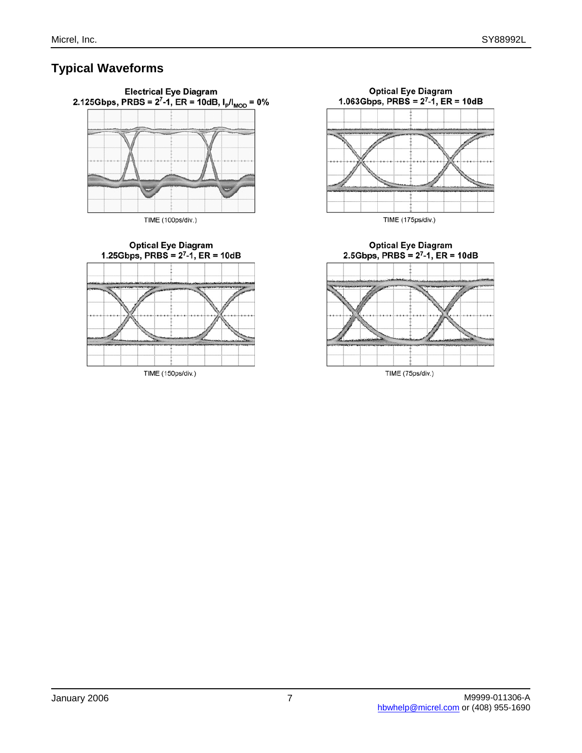## Typical Waveforms

**Electrical Eye Diagram**
**2.125Gbps, PRBS = $2^7$-1, ER = 10dB, $I_p/I_{MOD}$ = 0%**

TIME (100ps/div.)

**Optical Eye Diagram**
**1.063Gbps, PRBS = $2^7$-1, ER = 10dB**

TIME (175ps/div.)

**Optical Eye Diagram**
**1.25Gbps, PRBS = $2^7$-1, ER = 10dB**

TIME (150ps/div.)

**Optical Eye Diagram**
**2.5Gbps, PRBS = $2^7$-1, ER = 10dB**

TIME (75ps/div.)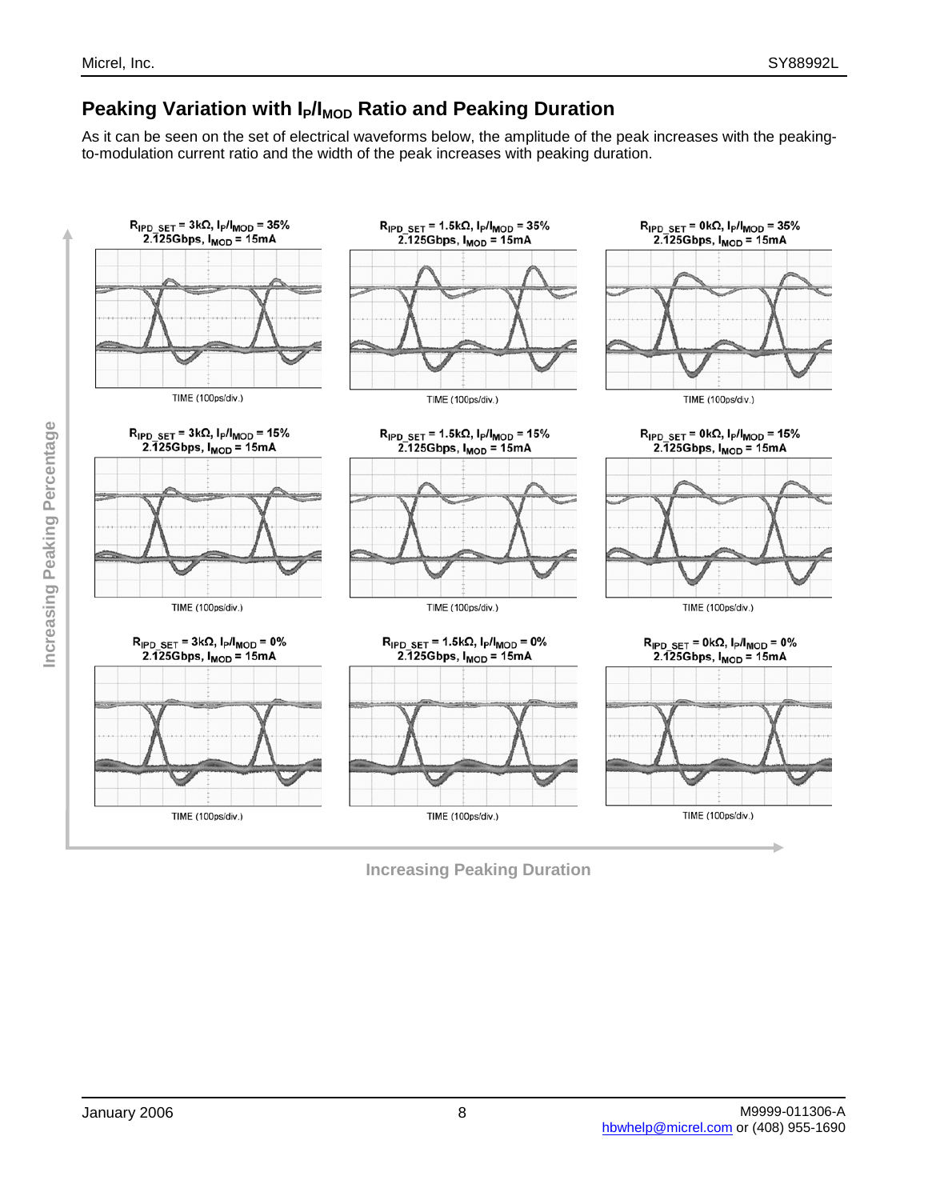## Peaking Variation with $I_P/I_{MOD}$ Ratio and Peaking Duration

As it can be seen on the set of electrical waveforms below, the amplitude of the peak increases with the peaking-to-modulation current ratio and the width of the peak increases with peaking duration.

$R_{IPD\_SET}$ = 3kΩ, $I_P/I_{MOD}$ = 35%
2.125Gbps, $I_{MOD}$ = 15mA

TIME (100ps/div.)

$R_{IPD\_SET}$ = 1.5kΩ, $I_P/I_{MOD}$ = 35%
2.125Gbps, $I_{MOD}$ = 15mA

TIME (100ps/div.)

$R_{IPD\_SET}$ = 0kΩ, $I_P/I_{MOD}$ = 35%
2.125Gbps, $I_{MOD}$ = 15mA

TIME (100ps/div.)

$R_{IPD\_SET}$ = 3kΩ, $I_P/I_{MOD}$ = 15%
2.125Gbps, $I_{MOD}$ = 15mA

TIME (100ps/div.)

$R_{IPD\_SET}$ = 1.5kΩ, $I_P/I_{MOD}$ = 15%
2.125Gbps, $I_{MOD}$ = 15mA

TIME (100ps/div.)

$R_{IPD\_SET}$ = 0kΩ, $I_P/I_{MOD}$ = 15%
2.125Gbps, $I_{MOD}$ = 15mA

TIME (100ps/div.)

$R_{IPD\_SET}$ = 3kΩ, $I_P/I_{MOD}$ = 0%
2.125Gbps, $I_{MOD}$ = 15mA

TIME (100ps/div.)

$R_{IPD\_SET}$ = 1.5kΩ, $I_P/I_{MOD}$ = 0%
2.125Gbps, $I_{MOD}$ = 15mA

TIME (100ps/div.)

$R_{IPD\_SET}$ = 0kΩ, $I_P/I_{MOD}$ = 0%
2.125Gbps, $I_{MOD}$ = 15mA

TIME (100ps/div.)

Increasing Peaking Percentage

Increasing Peaking Duration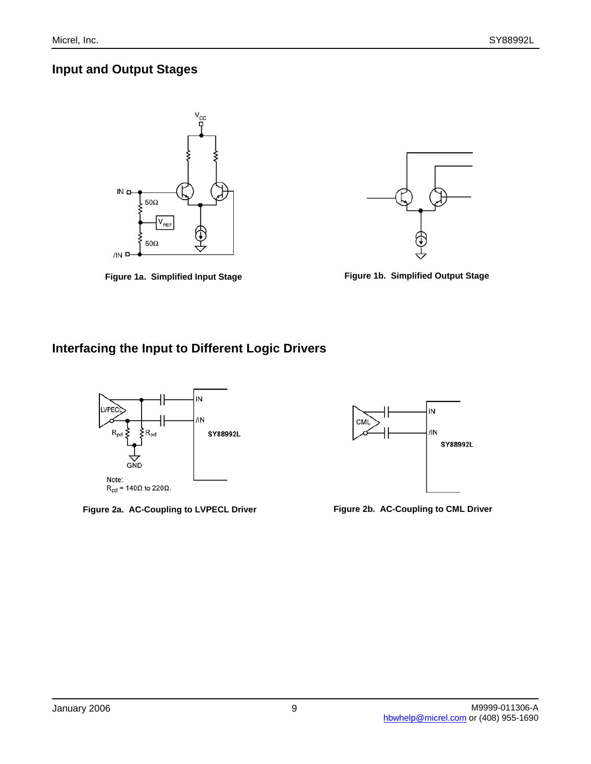## Input and Output Stages

Figure 1a. Simplified Input Stage

Figure 1b. Simplified Output Stage

## Interfacing the Input to Different Logic Drivers

Note:
$R_{pd}$ = 140Ω to 220Ω.

Figure 2a. AC-Coupling to LVPECL Driver

Figure 2b. AC-Coupling to CML Driver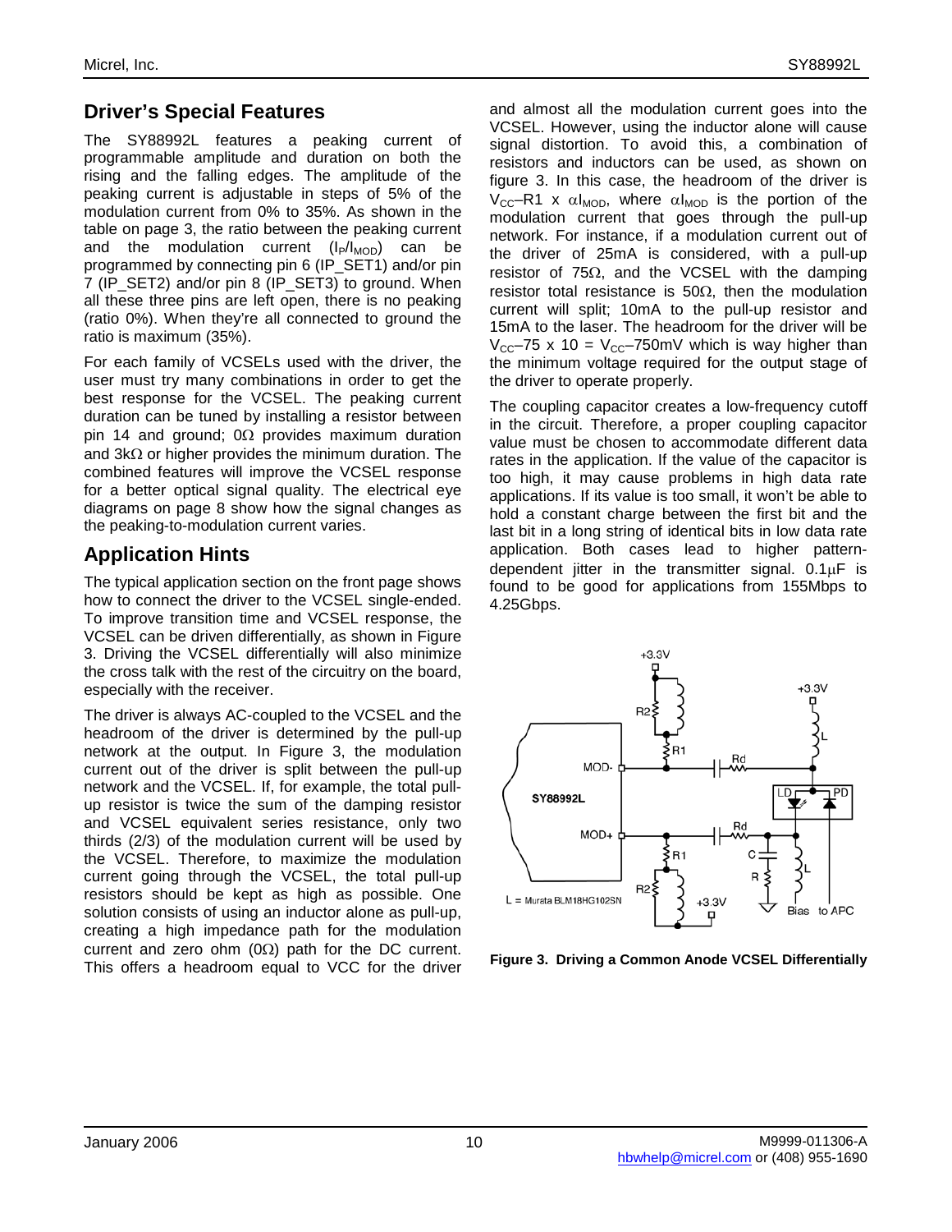## Driver's Special Features

The SY88992L features a peaking current of programmable amplitude and duration on both the rising and the falling edges. The amplitude of the peaking current is adjustable in steps of 5% of the modulation current from 0% to 35%. As shown in the table on page 3, the ratio between the peaking current and the modulation current ($I_P/I_{MOD}$) can be programmed by connecting pin 6 (IP_SET1) and/or pin 7 (IP_SET2) and/or pin 8 (IP_SET3) to ground. When all these three pins are left open, there is no peaking (ratio 0%). When they're all connected to ground the ratio is maximum (35%).

For each family of VCSELs used with the driver, the user must try many combinations in order to get the best response for the VCSEL. The peaking current duration can be tuned by installing a resistor between pin 14 and ground; 0Ω provides maximum duration and 3kΩ or higher provides the minimum duration. The combined features will improve the VCSEL response for a better optical signal quality. The electrical eye diagrams on page 8 show how the signal changes as the peaking-to-modulation current varies.

## Application Hints

The typical application section on the front page shows how to connect the driver to the VCSEL single-ended. To improve transition time and VCSEL response, the VCSEL can be driven differentially, as shown in Figure 3. Driving the VCSEL differentially will also minimize the cross talk with the rest of the circuitry on the board, especially with the receiver.

The driver is always AC-coupled to the VCSEL and the headroom of the driver is determined by the pull-up network at the output. In Figure 3, the modulation current out of the driver is split between the pull-up network and the VCSEL. If, for example, the total pull-up resistor is twice the sum of the damping resistor and VCSEL equivalent series resistance, only two thirds (2/3) of the modulation current will be used by the VCSEL. Therefore, to maximize the modulation current going through the VCSEL, the total pull-up resistors should be kept as high as possible. One solution consists of using an inductor alone as pull-up, creating a high impedance path for the modulation current and zero ohm (0Ω) path for the DC current. This offers a headroom equal to VCC for the driver and almost all the modulation current goes into the VCSEL. However, using the inductor alone will cause signal distortion. To avoid this, a combination of resistors and inductors can be used, as shown on figure 3. In this case, the headroom of the driver is $V_{CC}$–R1 x $\alpha I_{MOD}$, where $\alpha I_{MOD}$ is the portion of the modulation current that goes through the pull-up network. For instance, if a modulation current out of the driver of 25mA is considered, with a pull-up resistor of 75Ω, and the VCSEL with the damping resistor total resistance is 50Ω, then the modulation current will split; 10mA to the pull-up resistor and 15mA to the laser. The headroom for the driver will be $V_{CC}$–75 x 10 = $V_{CC}$–750mV which is way higher than the minimum voltage required for the output stage of the driver to operate properly.

The coupling capacitor creates a low-frequency cutoff in the circuit. Therefore, a proper coupling capacitor value must be chosen to accommodate different data rates in the application. If the value of the capacitor is too high, it may cause problems in high data rate applications. If its value is too small, it won't be able to hold a constant charge between the first bit and the last bit in a long string of identical bits in low data rate application. Both cases lead to higher pattern-dependent jitter in the transmitter signal. 0.1µF is found to be good for applications from 155Mbps to 4.25Gbps.

L = Murata BLM18HG102SN

**Figure 3. Driving a Common Anode VCSEL Differentially**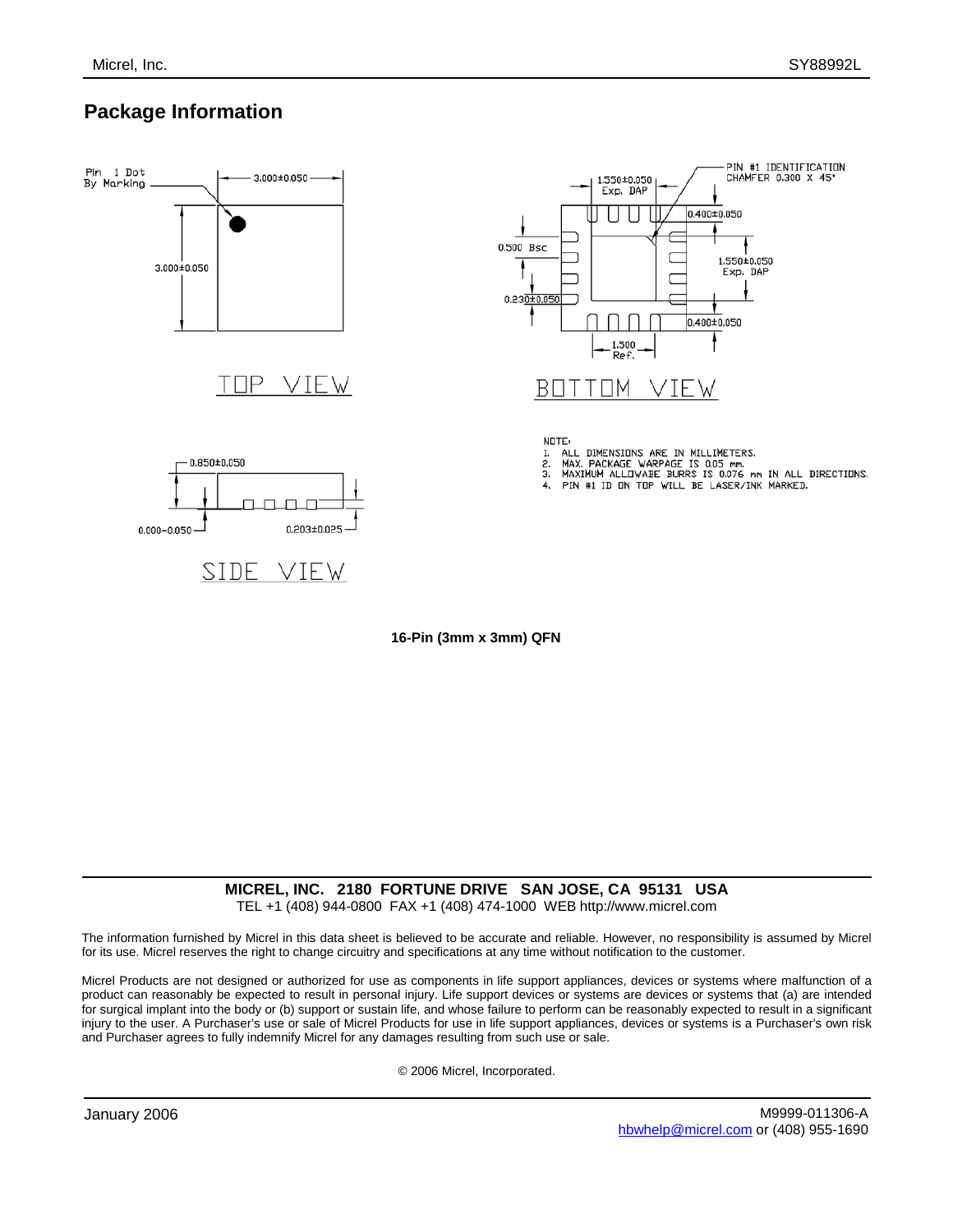## Package Information

Pin 1 Dot By Marking

3.000±0.050

3.000±0.050

TOP VIEW

1.550±0.050 Exp. DAP

PIN #1 IDENTIFICATION CHAMFER 0.300 X 45°

0.400±0.050

0.500 Bsc

1.550±0.050 Exp. DAP

0.230±0.050

0.400±0.050

1.500 Ref.

BOTTOM VIEW

0.850±0.050

0.000–0.050

0.203±0.025

SIDE VIEW

NOTE:
1. ALL DIMENSIONS ARE IN MILLIMETERS.
2. MAX. PACKAGE WARPAGE IS 0.05 mm.
3. MAXIMUM ALLOWABE BURRS IS 0.076 mm IN ALL DIRECTIONS.
4. PIN #1 ID ON TOP WILL BE LASER/INK MARKED.

**16-Pin (3mm x 3mm) QFN**

**MICREL, INC. 2180 FORTUNE DRIVE SAN JOSE, CA 95131 USA**

TEL +1 (408) 944-0800 FAX +1 (408) 474-1000 WEB http://www.micrel.com

The information furnished by Micrel in this data sheet is believed to be accurate and reliable. However, no responsibility is assumed by Micrel for its use. Micrel reserves the right to change circuitry and specifications at any time without notification to the customer.

Micrel Products are not designed or authorized for use as components in life support appliances, devices or systems where malfunction of a product can reasonably be expected to result in personal injury. Life support devices or systems are devices or systems that (a) are intended for surgical implant into the body or (b) support or sustain life, and whose failure to perform can be reasonably expected to result in a significant injury to the user. A Purchaser's use or sale of Micrel Products for use in life support appliances, devices or systems is a Purchaser's own risk and Purchaser agrees to fully indemnify Micrel for any damages resulting from such use or sale.

© 2006 Micrel, Incorporated.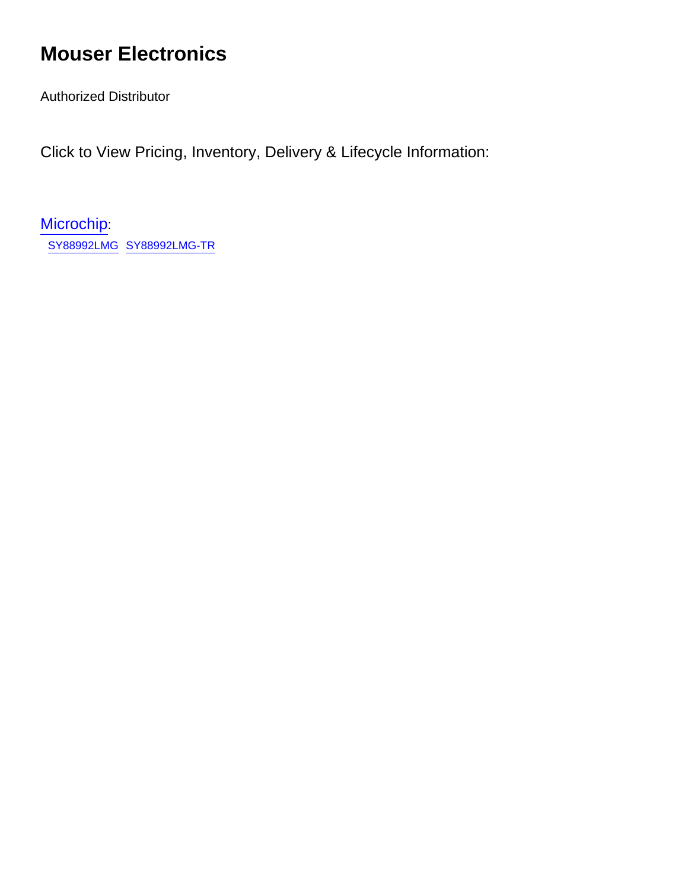# Mouser Electronics

Authorized Distributor

Click to View Pricing, Inventory, Delivery & Lifecycle Information:

Microchip:

SY88992LMG SY88992LMG-TR